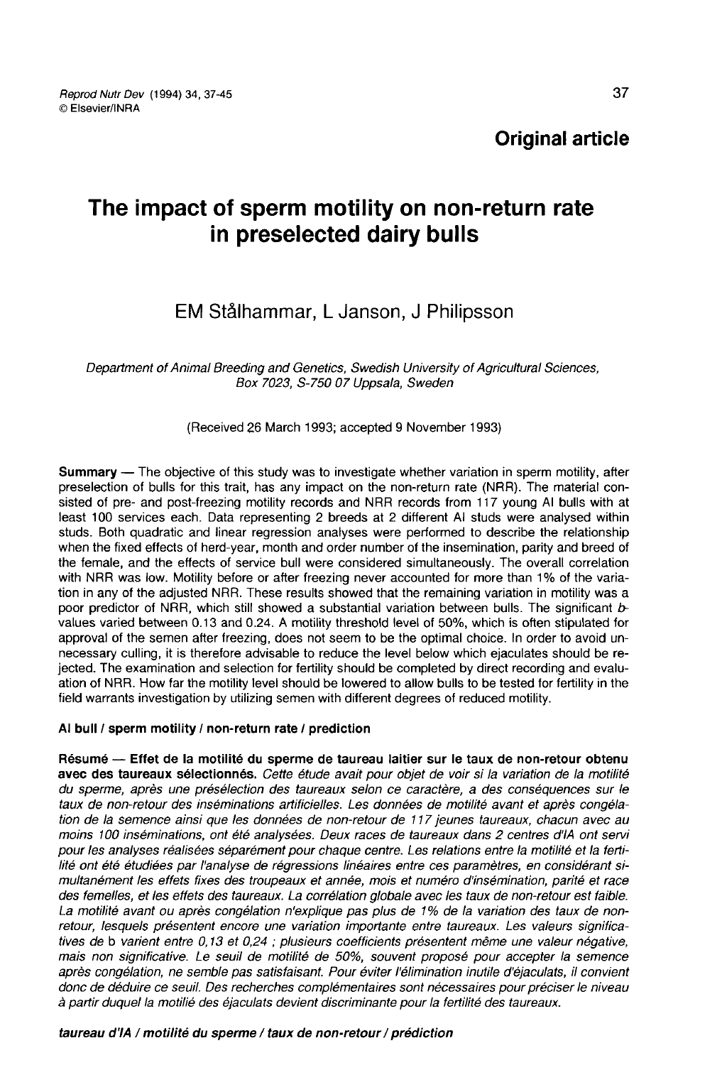**Original article**

# The impact of sperm motility on non-return rate in preselected dairy bulls

EM Stålhammar, L Janson, J Philipsson

*Department of Animal Breeding and Genetics, Swedish University of Agricultural Sciences, Box 7023, S-750 07 Uppsala, Sweden*

(Received 26 March 1993; accepted 9 November 1993)

**Summary** — The objective of this study was to investigate whether variation in sperm motility, after preselection of bulls for this trait, has any impact on the non-return rate (NRR). The material consisted of pre- and post-freezing motility records and NRR records from 117 young AI bulls with at least 100 services each. Data representing 2 breeds at 2 different AI studs were analysed within studs. Both quadratic and linear regression analyses were performed to describe the relationship when the fixed effects of herd-year, month and order number of the insemination, parity and breed of the female, and the effects of service bull were considered simultaneously. The overall correlation with NRR was low. Motility before or after freezing never accounted for more than 1% of the variation in any of the adjusted NRR. These results showed that the remaining variation in motility was a poor predictor of NRR, which still showed a substantial variation between bulls. The significant *b*-values varied between 0.13 and 0.24. A motility threshold level of 50%, which is often stipulated for approval of the semen after freezing, does not seem to be the optimal choice. In order to avoid unnecessary culling, it is therefore advisable to reduce the level below which ejaculates should be rejected. The examination and selection for fertility should be completed by direct recording and evaluation of NRR. How far the motility level should be lowered to allow bulls to be tested for fertility in the field warrants investigation by utilizing semen with different degrees of reduced motility.

**AI bull / sperm motility / non-return rate / prediction**

**Résumé — Effet de la motilité du sperme de taureau laitier sur le taux de non-retour obtenu avec des taureaux sélectionnés.** *Cette étude avait pour objet de voir si la variation de la motilité du sperme, après une présélection des taureaux selon ce caractère, a des conséquences sur le taux de non-retour des inséminations artificielles. Les données de motilité avant et après congélation de la semence ainsi que les données de non-retour de 117 jeunes taureaux, chacun avec au moins 100 inséminations, ont été analysées. Deux races de taureaux dans 2 centres d'IA ont servi pour les analyses réalisées séparément pour chaque centre. Les relations entre la motilité et la fertilité ont été étudiées par l'analyse de régressions linéaires entre ces paramètres, en considérant simultanément les effets fixes des troupeaux et année, mois et numéro d'insémination, parité et race des femelles, et les effets des taureaux. La corrélation globale avec les taux de non-retour est faible. La motilité avant ou après congélation n'explique pas plus de 1% de la variation des taux de non-retour, lesquels présentent encore une variation importante entre taureaux. Les valeurs significatives de b varient entre 0,13 et 0,24 ; plusieurs coefficients présentent même une valeur négative, mais non significative. Le seuil de motilité de 50%, souvent proposé pour accepter la semence après congélation, ne semble pas satisfaisant. Pour éviter l'élimination inutile d'éjaculats, il convient donc de déduire ce seuil. Des recherches complémentaires sont nécessaires pour préciser le niveau à partir duquel la motilié des éjaculats devient discriminante pour la fertilité des taureaux.*

***taureau d'IA / motilité du sperme / taux de non-retour / prédiction***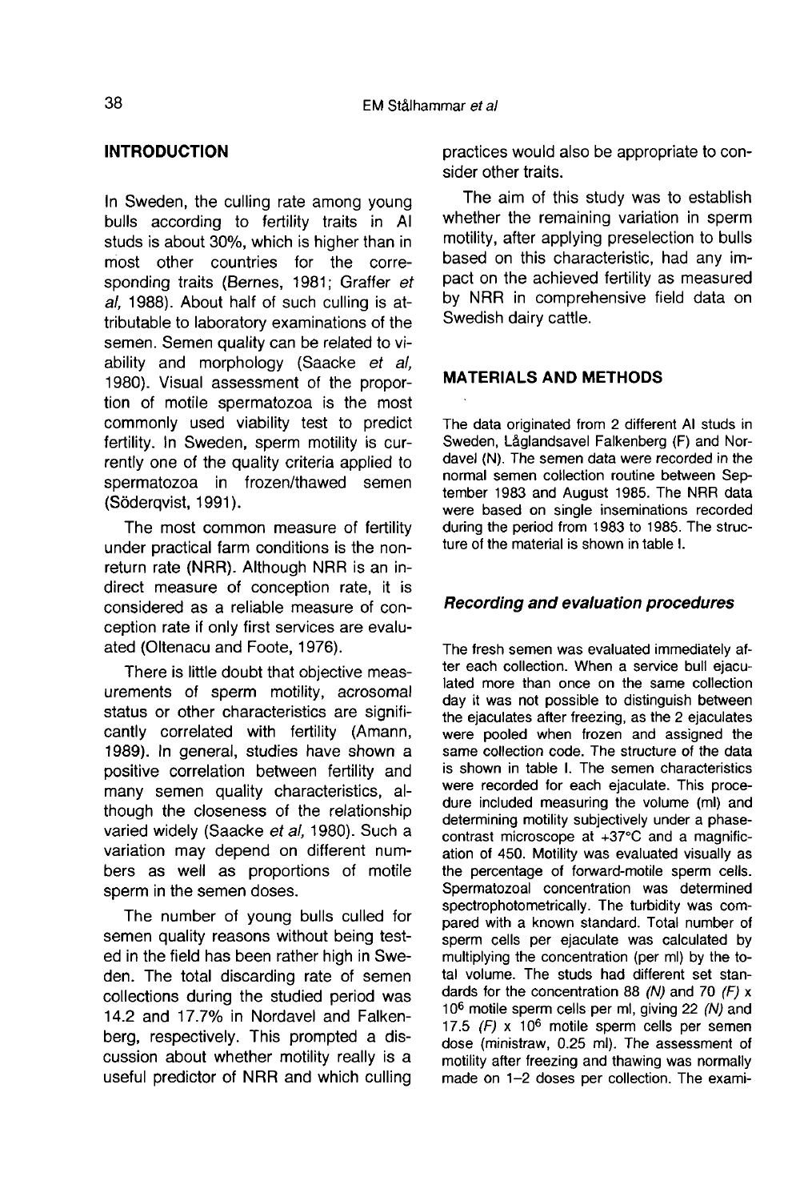## INTRODUCTION

In Sweden, the culling rate among young bulls according to fertility traits in AI studs is about 30%, which is higher than in most other countries for the corresponding traits (Bernes, 1981; Graffer *et al*, 1988). About half of such culling is attributable to laboratory examinations of the semen. Semen quality can be related to viability and morphology (Saacke *et al*, 1980). Visual assessment of the proportion of motile spermatozoa is the most commonly used viability test to predict fertility. In Sweden, sperm motility is currently one of the quality criteria applied to spermatozoa in frozen/thawed semen (Söderqvist, 1991).

The most common measure of fertility under practical farm conditions is the non-return rate (NRR). Although NRR is an indirect measure of conception rate, it is considered as a reliable measure of conception rate if only first services are evaluated (Oltenacu and Foote, 1976).

There is little doubt that objective measurements of sperm motility, acrosomal status or other characteristics are significantly correlated with fertility (Amann, 1989). In general, studies have shown a positive correlation between fertility and many semen quality characteristics, although the closeness of the relationship varied widely (Saacke *et al*, 1980). Such a variation may depend on different numbers as well as proportions of motile sperm in the semen doses.

The number of young bulls culled for semen quality reasons without being tested in the field has been rather high in Sweden. The total discarding rate of semen collections during the studied period was 14.2 and 17.7% in Nordavel and Falkenberg, respectively. This prompted a discussion about whether motility really is a useful predictor of NRR and which culling practices would also be appropriate to consider other traits.

The aim of this study was to establish whether the remaining variation in sperm motility, after applying preselection to bulls based on this characteristic, had any impact on the achieved fertility as measured by NRR in comprehensive field data on Swedish dairy cattle.

## MATERIALS AND METHODS

The data originated from 2 different AI studs in Sweden, Låglandsavel Falkenberg (F) and Nordavel (N). The semen data were recorded in the normal semen collection routine between September 1983 and August 1985. The NRR data were based on single inseminations recorded during the period from 1983 to 1985. The structure of the material is shown in table I.

### *Recording and evaluation procedures*

The fresh semen was evaluated immediately after each collection. When a service bull ejaculated more than once on the same collection day it was not possible to distinguish between the ejaculates after freezing, as the 2 ejaculates were pooled when frozen and assigned the same collection code. The structure of the data is shown in table I. The semen characteristics were recorded for each ejaculate. This procedure included measuring the volume (ml) and determining motility subjectively under a phase-contrast microscope at +37°C and a magnification of 450. Motility was evaluated visually as the percentage of forward-motile sperm cells. Spermatozoal concentration was determined spectrophotometrically. The turbidity was compared with a known standard. Total number of sperm cells per ejaculate was calculated by multiplying the concentration (per ml) by the total volume. The studs had different set standards for the concentration 88 *(N)* and 70 *(F)* x $10^6$ motile sperm cells per ml, giving 22 *(N)* and 17.5 *(F)* x $10^6$ motile sperm cells per semen dose (ministraw, 0.25 ml). The assessment of motility after freezing and thawing was normally made on 1–2 doses per collection. The exami-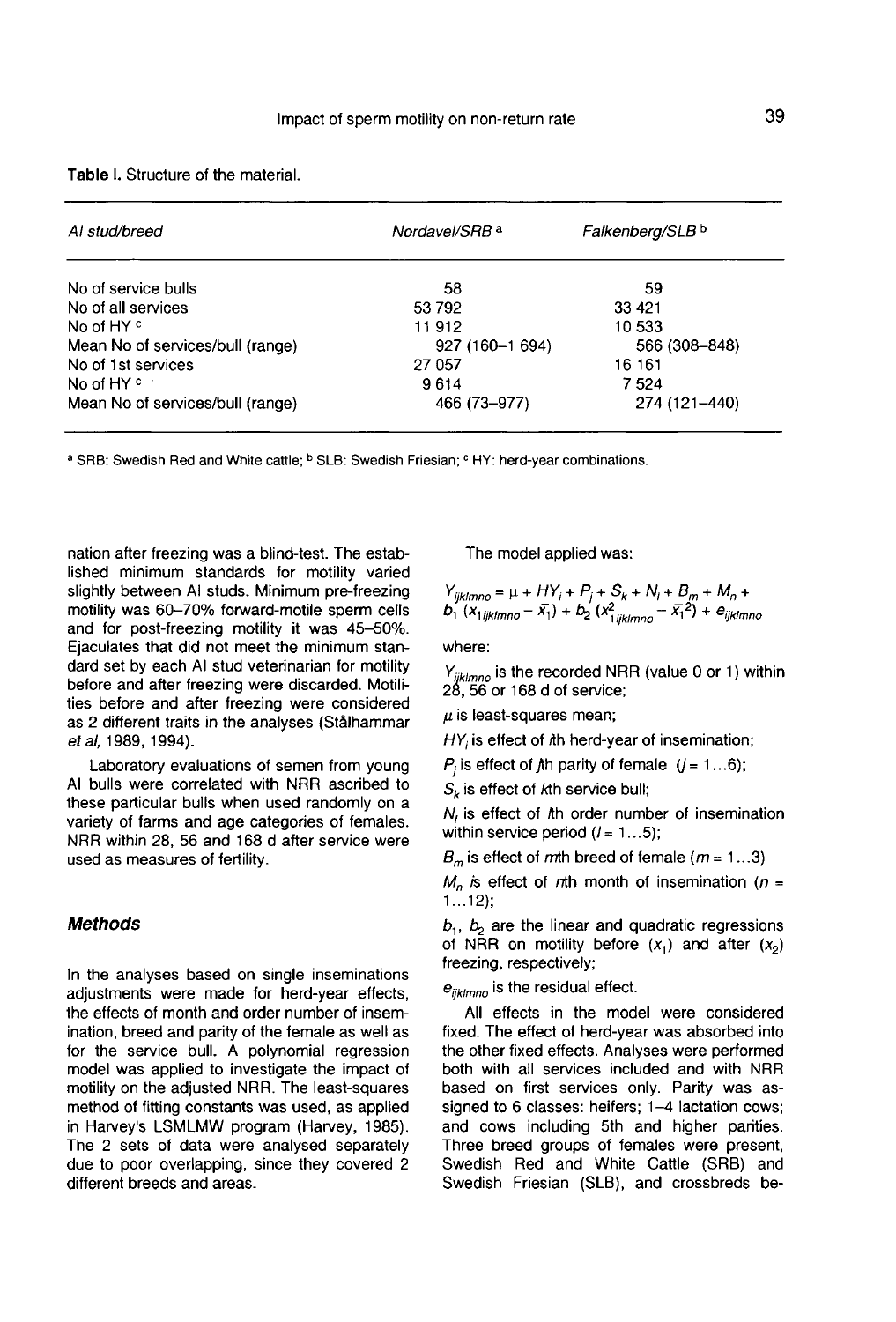**Table I.** Structure of the material.

| AI stud/breed | Nordavel/SRB [a] | Falkenberg/SLB [b] |
|---|---|---|
| No of service bulls | 58 | 59 |
| No of all services | 53 792 | 33 421 |
| No of HY [c] | 11 912 | 10 533 |
| Mean No of services/bull (range) | 927 (160–1 694) | 566 (308–848) |
| No of 1st services | 27 057 | 16 161 |
| No of HY [c] | 9 614 | 7 524 |
| Mean No of services/bull (range) | 466 (73–977) | 274 (121–440) |

[a] SRB: Swedish Red and White cattle; [b] SLB: Swedish Friesian; [c] HY: herd-year combinations.

nation after freezing was a blind-test. The established minimum standards for motility varied slightly between AI studs. Minimum pre-freezing motility was 60–70% forward-motile sperm cells and for post-freezing motility it was 45–50%. Ejaculates that did not meet the minimum standard set by each AI stud veterinarian for motility before and after freezing were discarded. Motilities before and after freezing were considered as 2 different traits in the analyses (Stålhammar *et al*, 1989, 1994).

Laboratory evaluations of semen from young AI bulls were correlated with NRR ascribed to these particular bulls when used randomly on a variety of farms and age categories of females. NRR within 28, 56 and 168 d after service were used as measures of fertility.

## Methods

In the analyses based on single inseminations adjustments were made for herd-year effects, the effects of month and order number of insemination, breed and parity of the female as well as for the service bull. A polynomial regression model was applied to investigate the impact of motility on the adjusted NRR. The least-squares method of fitting constants was used, as applied in Harvey's LSMLMW program (Harvey, 1985). The 2 sets of data were analysed separately due to poor overlapping, since they covered 2 different breeds and areas.

The model applied was:

$$Y_{ijklmno} = \mu + HY_i + P_j + S_k + N_l + B_m + M_n + b_1 (x_{1ijklmno} - \bar{x}_1) + b_2 (x^2_{1ijklmno} - \bar{x}_1^2) + e_{ijklmno}$$

where:

$Y_{ijklmno}$ is the recorded NRR (value 0 or 1) within 28, 56 or 168 d of service;

$\mu$ is least-squares mean;

$HY_i$ is effect of *i*th herd-year of insemination;

$P_j$ is effect of *j*th parity of female ($j = 1 \ldots 6$);

$S_k$ is effect of *k*th service bull;

$N_l$ is effect of *l*th order number of insemination within service period ($l = 1 \ldots 5$);

$B_m$ is effect of *m*th breed of female ($m = 1 \ldots 3$)

$M_n$ is effect of *n*th month of insemination ($n = 1 \ldots 12$);

$b_1$, $b_2$ are the linear and quadratic regressions of NRR on motility before ($x_1$) and after ($x_2$) freezing, respectively;

$e_{ijklmno}$ is the residual effect.

All effects in the model were considered fixed. The effect of herd-year was absorbed into the other fixed effects. Analyses were performed both with all services included and with NRR based on first services only. Parity was assigned to 6 classes: heifers; 1–4 lactation cows; and cows including 5th and higher parities. Three breed groups of females were present, Swedish Red and White Cattle (SRB) and Swedish Friesian (SLB), and crossbreds be-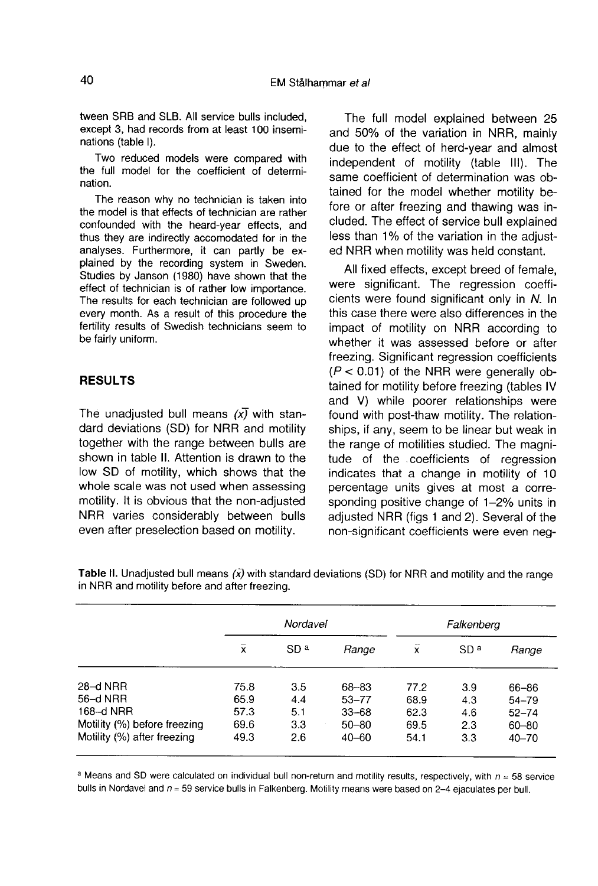tween SRB and SLB. All service bulls included, except 3, had records from at least 100 inseminations (table I).

Two reduced models were compared with the full model for the coefficient of determination.

The reason why no technician is taken into the model is that effects of technician are rather confounded with the heard-year effects, and thus they are indirectly accomodated for in the analyses. Furthermore, it can partly be explained by the recording system in Sweden. Studies by Janson (1980) have shown that the effect of technician is of rather low importance. The results for each technician are followed up every month. As a result of this procedure the fertility results of Swedish technicians seem to be fairly uniform.

## RESULTS

The unadjusted bull means $(\bar{x})$ with standard deviations (SD) for NRR and motility together with the range between bulls are shown in table II. Attention is drawn to the low SD of motility, which shows that the whole scale was not used when assessing motility. It is obvious that the non-adjusted NRR varies considerably between bulls even after preselection based on motility.

The full model explained between 25 and 50% of the variation in NRR, mainly due to the effect of herd-year and almost independent of motility (table III). The same coefficient of determination was obtained for the model whether motility before or after freezing and thawing was included. The effect of service bull explained less than 1% of the variation in the adjusted NRR when motility was held constant.

All fixed effects, except breed of female, were significant. The regression coefficients were found significant only in *N*. In this case there were also differences in the impact of motility on NRR according to whether it was assessed before or after freezing. Significant regression coefficients ($P < 0.01$) of the NRR were generally obtained for motility before freezing (tables IV and V) while poorer relationships were found with post-thaw motility. The relationships, if any, seem to be linear but weak in the range of motilities studied. The magnitude of the coefficients of regression indicates that a change in motility of 10 percentage units gives at most a corresponding positive change of 1–2% units in adjusted NRR (figs 1 and 2). Several of the non-significant coefficients were even neg-

**Table II.** Unadjusted bull means $(\bar{x})$ with standard deviations (SD) for NRR and motility and the range in NRR and motility before and after freezing.

| | *Nordavel* | | | *Falkenberg* | | |
|---|---|---|---|---|---|---|
| | $\bar{x}$ | SD [a] | *Range* | $\bar{x}$ | SD [a] | *Range* |
| 28–d NRR | 75.8 | 3.5 | 68–83 | 77.2 | 3.9 | 66–86 |
| 56–d NRR | 65.9 | 4.4 | 53–77 | 68.9 | 4.3 | 54–79 |
| 168–d NRR | 57.3 | 5.1 | 33–68 | 62.3 | 4.6 | 52–74 |
| Motility (%) before freezing | 69.6 | 3.3 | 50–80 | 69.5 | 2.3 | 60–80 |
| Motility (%) after freezing | 49.3 | 2.6 | 40–60 | 54.1 | 3.3 | 40–70 |

[a] Means and SD were calculated on individual bull non-return and motility results, respectively, with $n = 58$ service bulls in Nordavel and $n = 59$ service bulls in Falkenberg. Motility means were based on 2–4 ejaculates per bull.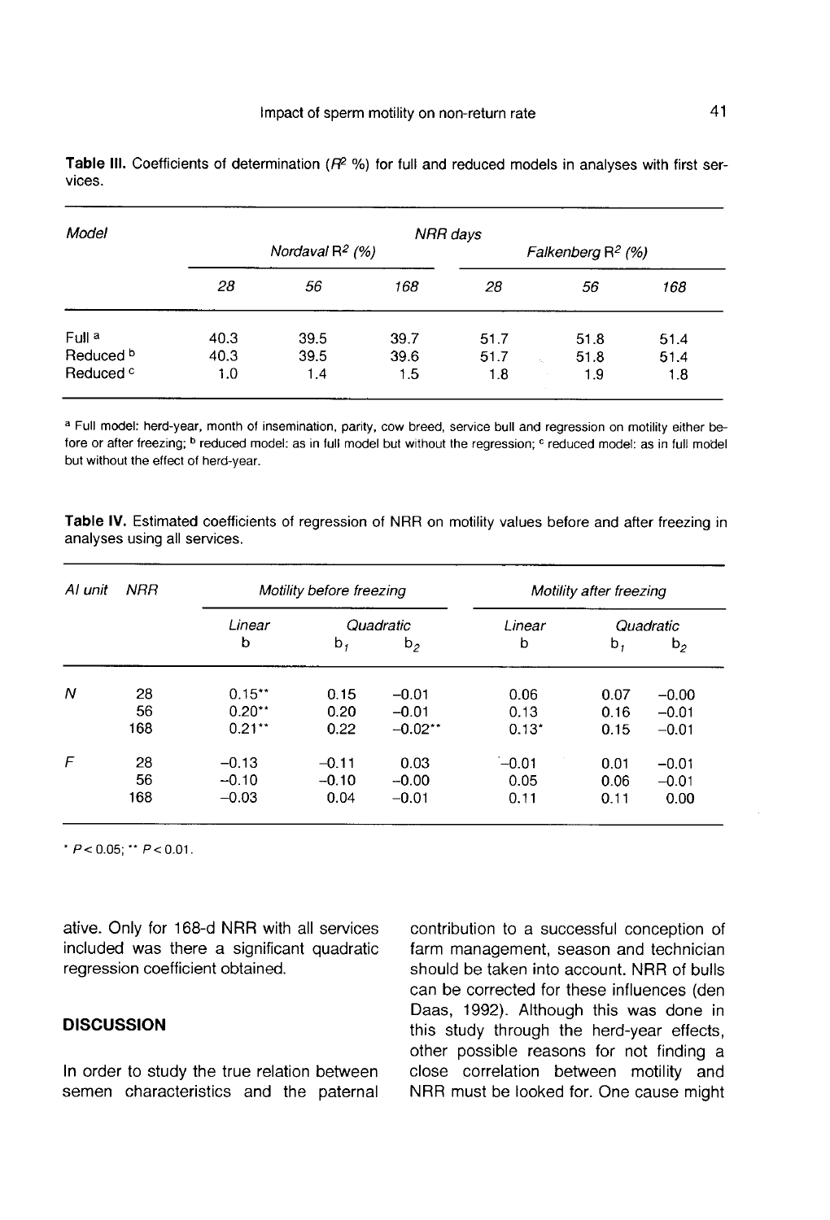**Table III.** Coefficients of determination ($R^2$ %) for full and reduced models in analyses with first services.

| Model | NRR days | | | | | |
|---|---|---|---|---|---|---|
| | Nordaval $R^2$ (%) | | | Falkenberg $R^2$ (%) | | |
| | 28 | 56 | 168 | 28 | 56 | 168 |
| Full [a] | 40.3 | 39.5 | 39.7 | 51.7 | 51.8 | 51.4 |
| Reduced [b] | 40.3 | 39.5 | 39.6 | 51.7 | 51.8 | 51.4 |
| Reduced [c] | 1.0 | 1.4 | 1.5 | 1.8 | 1.9 | 1.8 |

[a] Full model: herd-year, month of insemination, parity, cow breed, service bull and regression on motility either before or after freezing; [b] reduced model: as in full model but without the regression; [c] reduced model: as in full model but without the effect of herd-year.

**Table IV.** Estimated coefficients of regression of NRR on motility values before and after freezing in analyses using all services.

| AI unit | NRR | Motility before freezing | | | Motility after freezing | | |
|---|---|---|---|---|---|---|---|
| | | Linear | Quadratic | | Linear | Quadratic | |
| | | b | $b_1$ | $b_2$ | b | $b_1$ | $b_2$ |
| N | 28 | 0.15** | 0.15 | −0.01 | 0.06 | 0.07 | −0.00 |
| | 56 | 0.20** | 0.20 | −0.01 | 0.13 | 0.16 | −0.01 |
| | 168 | 0.21** | 0.22 | −0.02** | 0.13* | 0.15 | −0.01 |
| F | 28 | −0.13 | −0.11 | 0.03 | −0.01 | 0.01 | −0.01 |
| | 56 | −0.10 | −0.10 | −0.00 | 0.05 | 0.06 | −0.01 |
| | 168 | −0.03 | 0.04 | −0.01 | 0.11 | 0.11 | 0.00 |

* $P < 0.05$; ** $P < 0.01$.

ative. Only for 168-d NRR with all services included was there a significant quadratic regression coefficient obtained.

## DISCUSSION

In order to study the true relation between semen characteristics and the paternal contribution to a successful conception of farm management, season and technician should be taken into account. NRR of bulls can be corrected for these influences (den Daas, 1992). Although this was done in this study through the herd-year effects, other possible reasons for not finding a close correlation between motility and NRR must be looked for. One cause might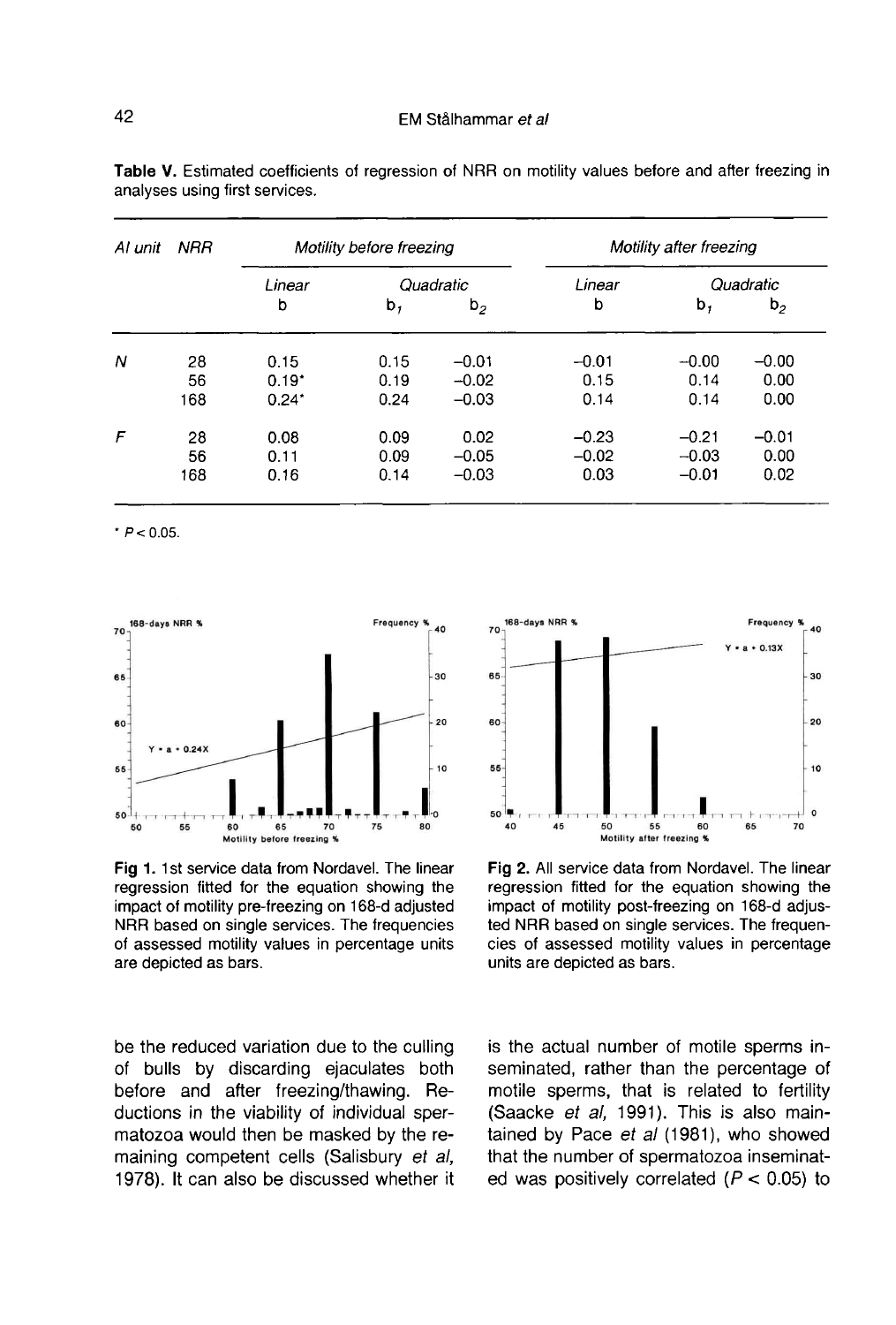**Table V.** Estimated coefficients of regression of NRR on motility values before and after freezing in analyses using first services.

| *AI unit* | *NRR* | *Motility before freezing* | | | *Motility after freezing* | | |
|---|---|---|---|---|---|---|---|
| | | *Linear* | *Quadratic* | | *Linear* | *Quadratic* | |
| | | b | $b_1$ | $b_2$ | b | $b_1$ | $b_2$ |
| *N* | 28 | 0.15 | 0.15 | −0.01 | −0.01 | −0.00 | −0.00 |
| | 56 | 0.19* | 0.19 | −0.02 | 0.15 | 0.14 | 0.00 |
| | 168 | 0.24* | 0.24 | −0.03 | 0.14 | 0.14 | 0.00 |
| *F* | 28 | 0.08 | 0.09 | 0.02 | −0.23 | −0.21 | −0.01 |
| | 56 | 0.11 | 0.09 | −0.05 | −0.02 | −0.03 | 0.00 |
| | 168 | 0.16 | 0.14 | −0.03 | 0.03 | −0.01 | 0.02 |

* $P < 0.05$.

**Fig 1.** 1st service data from Nordavel. The linear regression fitted for the equation showing the impact of motility pre-freezing on 168-d adjusted NRR based on single services. The frequencies of assessed motility values in percentage units are depicted as bars.

**Fig 2.** All service data from Nordavel. The linear regression fitted for the equation showing the impact of motility post-freezing on 168-d adjusted NRR based on single services. The frequencies of assessed motility values in percentage units are depicted as bars.

be the reduced variation due to the culling of bulls by discarding ejaculates both before and after freezing/thawing. Reductions in the viability of individual spermatozoa would then be masked by the remaining competent cells (Salisbury *et al*, 1978). It can also be discussed whether it is the actual number of motile sperms inseminated, rather than the percentage of motile sperms, that is related to fertility (Saacke *et al*, 1991). This is also maintained by Pace *et al* (1981), who showed that the number of spermatozoa inseminated was positively correlated ($P < 0.05$) to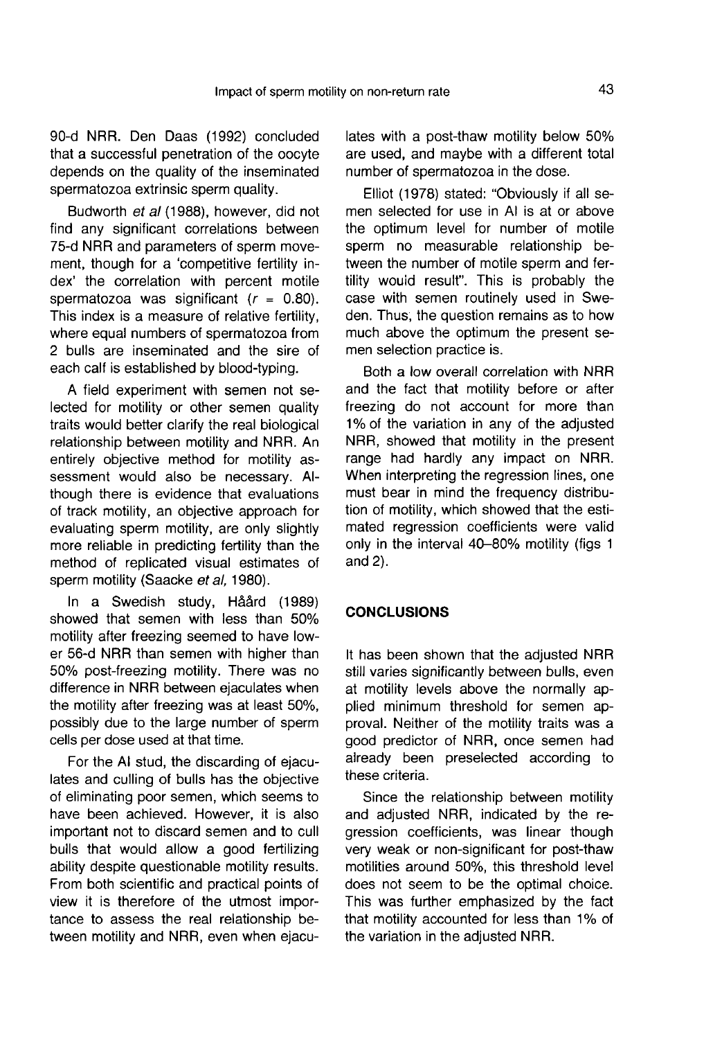90-d NRR. Den Daas (1992) concluded that a successful penetration of the oocyte depends on the quality of the inseminated spermatozoa extrinsic sperm quality.

Budworth *et al* (1988), however, did not find any significant correlations between 75-d NRR and parameters of sperm movement, though for a 'competitive fertility index' the correlation with percent motile spermatozoa was significant ($r$ = 0.80). This index is a measure of relative fertility, where equal numbers of spermatozoa from 2 bulls are inseminated and the sire of each calf is established by blood-typing.

A field experiment with semen not selected for motility or other semen quality traits would better clarify the real biological relationship between motility and NRR. An entirely objective method for motility assessment would also be necessary. Although there is evidence that evaluations of track motility, an objective approach for evaluating sperm motility, are only slightly more reliable in predicting fertility than the method of replicated visual estimates of sperm motility (Saacke *et al*, 1980).

In a Swedish study, Håård (1989) showed that semen with less than 50% motility after freezing seemed to have lower 56-d NRR than semen with higher than 50% post-freezing motility. There was no difference in NRR between ejaculates when the motility after freezing was at least 50%, possibly due to the large number of sperm cells per dose used at that time.

For the AI stud, the discarding of ejaculates and culling of bulls has the objective of eliminating poor semen, which seems to have been achieved. However, it is also important not to discard semen and to cull bulls that would allow a good fertilizing ability despite questionable motility results. From both scientific and practical points of view it is therefore of the utmost importance to assess the real relationship between motility and NRR, even when ejaculates with a post-thaw motility below 50% are used, and maybe with a different total number of spermatozoa in the dose.

Elliot (1978) stated: "Obviously if all semen selected for use in AI is at or above the optimum level for number of motile sperm no measurable relationship between the number of motile sperm and fertility would result". This is probably the case with semen routinely used in Sweden. Thus, the question remains as to how much above the optimum the present semen selection practice is.

Both a low overall correlation with NRR and the fact that motility before or after freezing do not account for more than 1% of the variation in any of the adjusted NRR, showed that motility in the present range had hardly any impact on NRR. When interpreting the regression lines, one must bear in mind the frequency distribution of motility, which showed that the estimated regression coefficients were valid only in the interval 40–80% motility (figs 1 and 2).

## CONCLUSIONS

It has been shown that the adjusted NRR still varies significantly between bulls, even at motility levels above the normally applied minimum threshold for semen approval. Neither of the motility traits was a good predictor of NRR, once semen had already been preselected according to these criteria.

Since the relationship between motility and adjusted NRR, indicated by the regression coefficients, was linear though very weak or non-significant for post-thaw motilities around 50%, this threshold level does not seem to be the optimal choice. This was further emphasized by the fact that motility accounted for less than 1% of the variation in the adjusted NRR.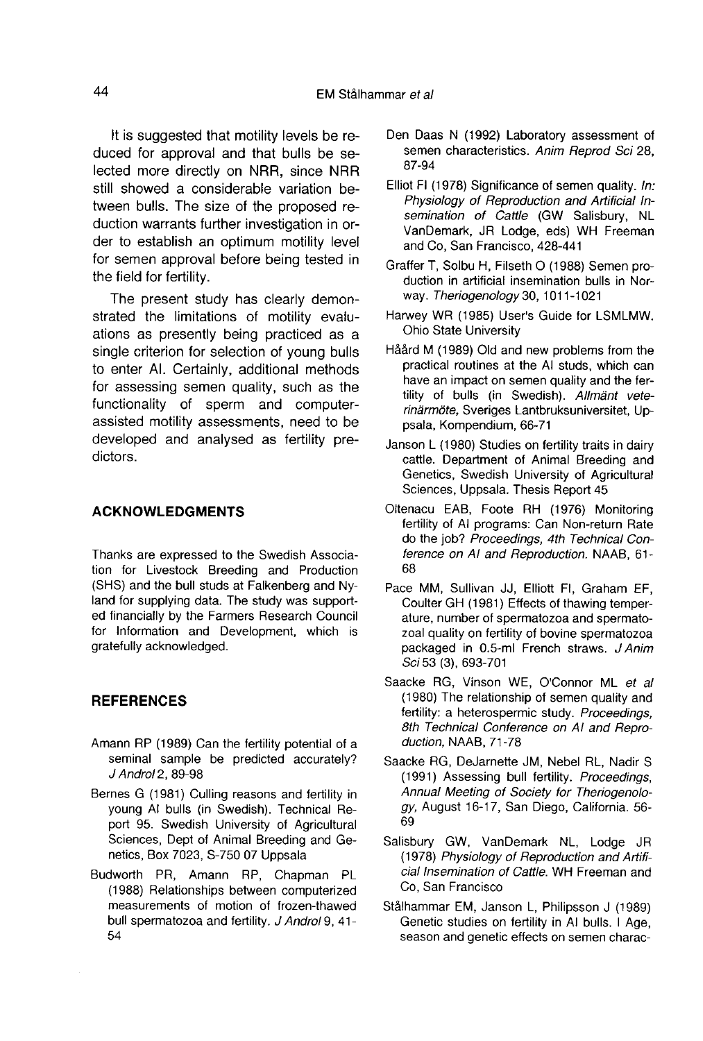It is suggested that motility levels be reduced for approval and that bulls be selected more directly on NRR, since NRR still showed a considerable variation between bulls. The size of the proposed reduction warrants further investigation in order to establish an optimum motility level for semen approval before being tested in the field for fertility.

The present study has clearly demonstrated the limitations of motility evaluations as presently being practiced as a single criterion for selection of young bulls to enter AI. Certainly, additional methods for assessing semen quality, such as the functionality of sperm and computer-assisted motility assessments, need to be developed and analysed as fertility predictors.

## ACKNOWLEDGMENTS

Thanks are expressed to the Swedish Association for Livestock Breeding and Production (SHS) and the bull studs at Falkenberg and Nyland for supplying data. The study was supported financially by the Farmers Research Council for Information and Development, which is gratefully acknowledged.

## REFERENCES

Amann RP (1989) Can the fertility potential of a seminal sample be predicted accurately? *J Androl* 2, 89-98

Bernes G (1981) Culling reasons and fertility in young AI bulls (in Swedish). Technical Report 95. Swedish University of Agricultural Sciences, Dept of Animal Breeding and Genetics, Box 7023, S-750 07 Uppsala

Budworth PR, Amann RP, Chapman PL (1988) Relationships between computerized measurements of motion of frozen-thawed bull spermatozoa and fertility. *J Androl* 9, 41-54

Den Daas N (1992) Laboratory assessment of semen characteristics. *Anim Reprod Sci* 28, 87-94

Elliot FI (1978) Significance of semen quality. *In: Physiology of Reproduction and Artificial Insemination of Cattle* (GW Salisbury, NL VanDemark, JR Lodge, eds) WH Freeman and Co, San Francisco, 428-441

Graffer T, Solbu H, Filseth O (1988) Semen production in artificial insemination bulls in Norway. *Theriogenology* 30, 1011-1021

Harwey WR (1985) User's Guide for LSMLMW. Ohio State University

Håård M (1989) Old and new problems from the practical routines at the AI studs, which can have an impact on semen quality and the fertility of bulls (in Swedish). *Allmänt veterinärmöte,* Sveriges Lantbruksuniversitet, Uppsala, Kompendium, 66-71

Janson L (1980) Studies on fertility traits in dairy cattle. Department of Animal Breeding and Genetics, Swedish University of Agricultural Sciences, Uppsala. Thesis Report 45

Oltenacu EAB, Foote RH (1976) Monitoring fertility of AI programs: Can Non-return Rate do the job? *Proceedings, 4th Technical Conference on AI and Reproduction.* NAAB, 61-68

Pace MM, Sullivan JJ, Elliott FI, Graham EF, Coulter GH (1981) Effects of thawing temperature, number of spermatozoa and spermatozoal quality on fertility of bovine spermatozoa packaged in 0.5-ml French straws. *J Anim Sci* 53 (3), 693-701

Saacke RG, Vinson WE, O'Connor ML *et al* (1980) The relationship of semen quality and fertility: a heterospermic study. *Proceedings, 8th Technical Conference on AI and Reproduction,* NAAB, 71-78

Saacke RG, DeJarnette JM, Nebel RL, Nadir S (1991) Assessing bull fertility. *Proceedings, Annual Meeting of Society for Theriogenology,* August 16-17, San Diego, California. 56-69

Salisbury GW, VanDemark NL, Lodge JR (1978) *Physiology of Reproduction and Artificial Insemination of Cattle.* WH Freeman and Co, San Francisco

Stålhammar EM, Janson L, Philipsson J (1989) Genetic studies on fertility in AI bulls. I Age, season and genetic effects on semen charac-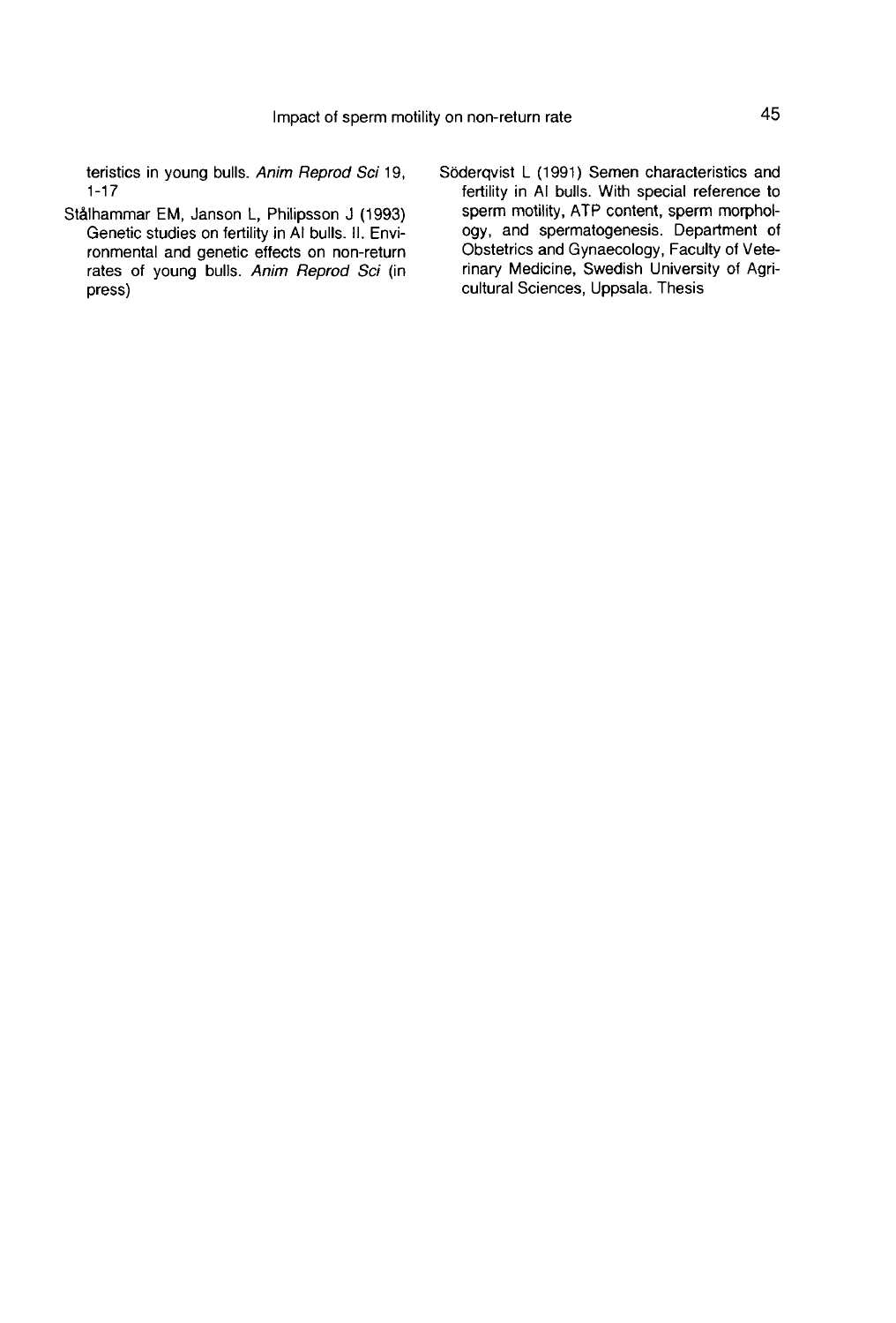teristics in young bulls. *Anim Reprod Sci* 19, 1-17

Stålhammar EM, Janson L, Philipsson J (1993) Genetic studies on fertility in AI bulls. II. Environmental and genetic effects on non-return rates of young bulls. *Anim Reprod Sci* (in press)

Söderqvist L (1991) Semen characteristics and fertility in AI bulls. With special reference to sperm motility, ATP content, sperm morphology, and spermatogenesis. Department of Obstetrics and Gynaecology, Faculty of Veterinary Medicine, Swedish University of Agricultural Sciences, Uppsala. Thesis